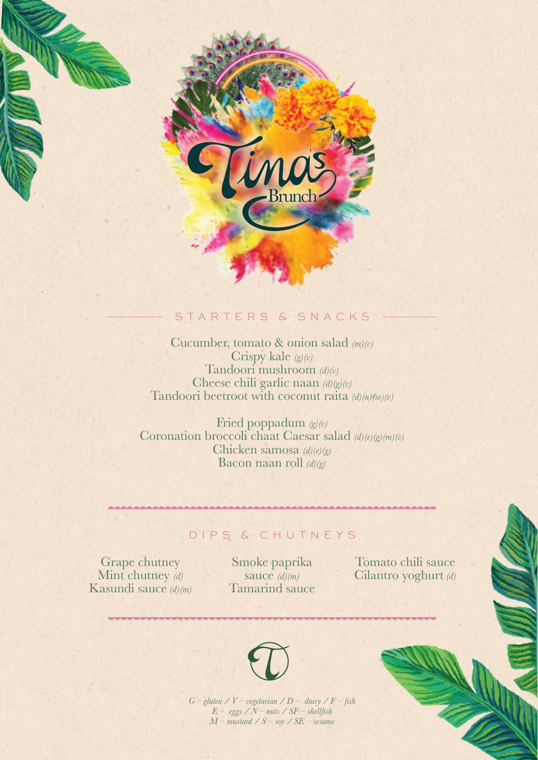# Tina's Brunch

## STARTERS & SNACKS

Cucumber, tomato & onion salad *(m)(v)*
Crispy kale *(g)(v)*
Tandoori mushroom *(d)(v)*
Cheese chili garlic naan *(d)(g)(v)*
Tandoori beetroot with coconut raita *(d)(n)(se)(v)*

Fried poppadum *(g)(v)*
Coronation broccoli chaat Caesar salad *(d)(e)(g)(m)(v)*
Chicken samosa *(d)(e)(g)*
Bacon naan roll *(d)(g)*

## DIPS & CHUTNEYS

Grape chutney
Mint chutney *(d)*
Kasundi sauce *(d)(m)*

Smoke paprika sauce *(d)(m)*
Tamarind sauce

Tomato chili sauce
Cilantro yoghurt *(d)*

*G – gluten / V – vegetarian / D – dairy / F – fish*
*E – eggs / N – nuts / SF – shellfish*
*M – mustard / S – soy / SE – sesame*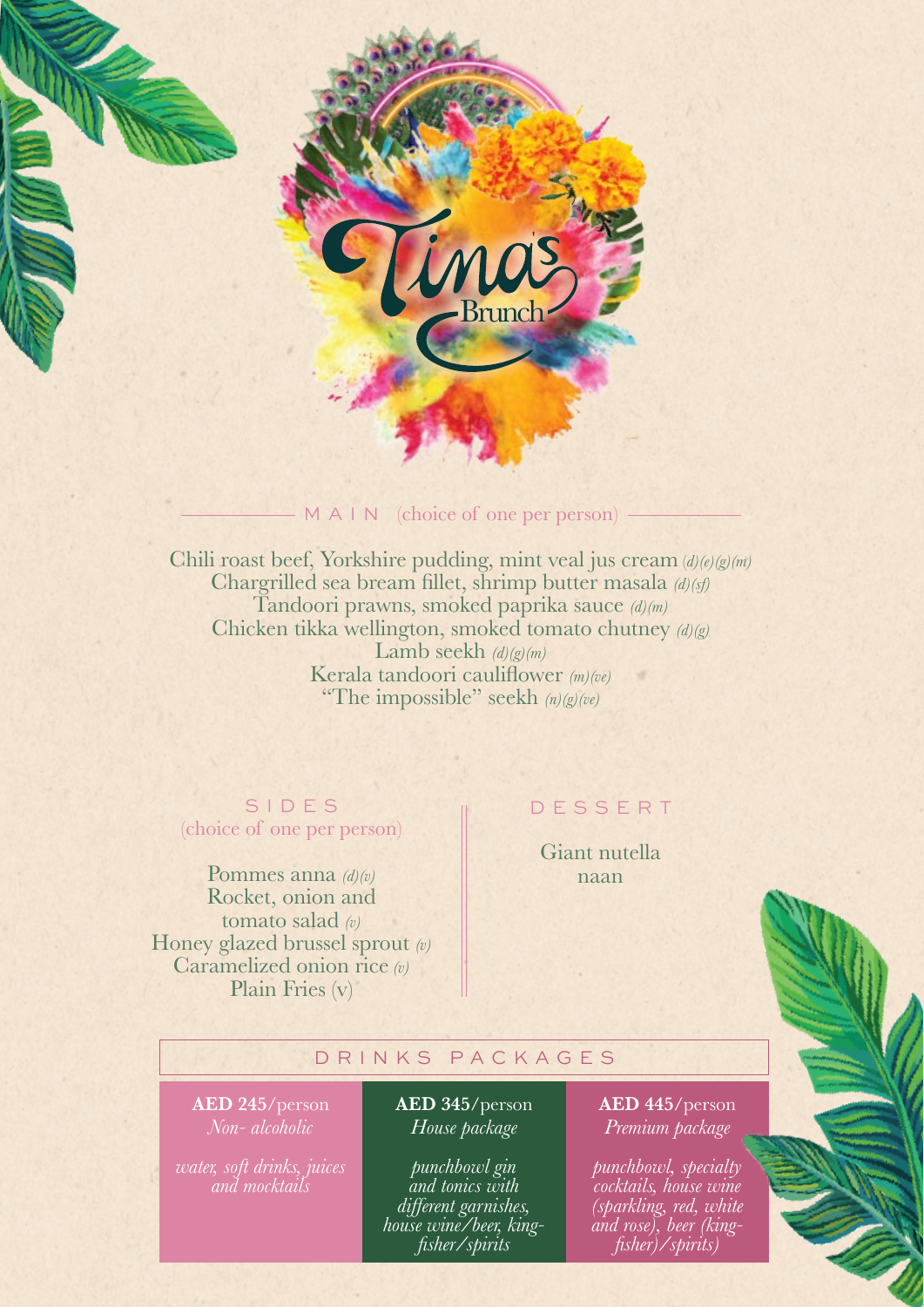# Tina's Brunch

## MAIN (choice of one per person)

Chili roast beef, Yorkshire pudding, mint veal jus cream *(d)(e)(g)(m)*
Chargrilled sea bream fillet, shrimp butter masala *(d)(sf)*
Tandoori prawns, smoked paprika sauce *(d)(m)*
Chicken tikka wellington, smoked tomato chutney *(d)(g)*
Lamb seekh *(d)(g)(m)*
Kerala tandoori cauliflower *(m)(ve)*
"The impossible" seekh *(n)(g)(ve)*

## SIDES

(choice of one per person)

Pommes anna *(d)(v)*
Rocket, onion and tomato salad *(v)*
Honey glazed brussel sprout *(v)*
Caramelized onion rice *(v)*
Plain Fries (v)

## DESSERT

Giant nutella naan

## DRINKS PACKAGES

**AED 245**/person
*Non- alcoholic*

*water, soft drinks, juices and mocktails*

**AED 345**/person
*House package*

*punchbowl gin and tonics with different garnishes, house wine/beer, kingfisher/spirits*

**AED 445**/person
*Premium package*

*punchbowl, specialty cocktails, house wine (sparkling, red, white and rose), beer (kingfisher)/spirits)*